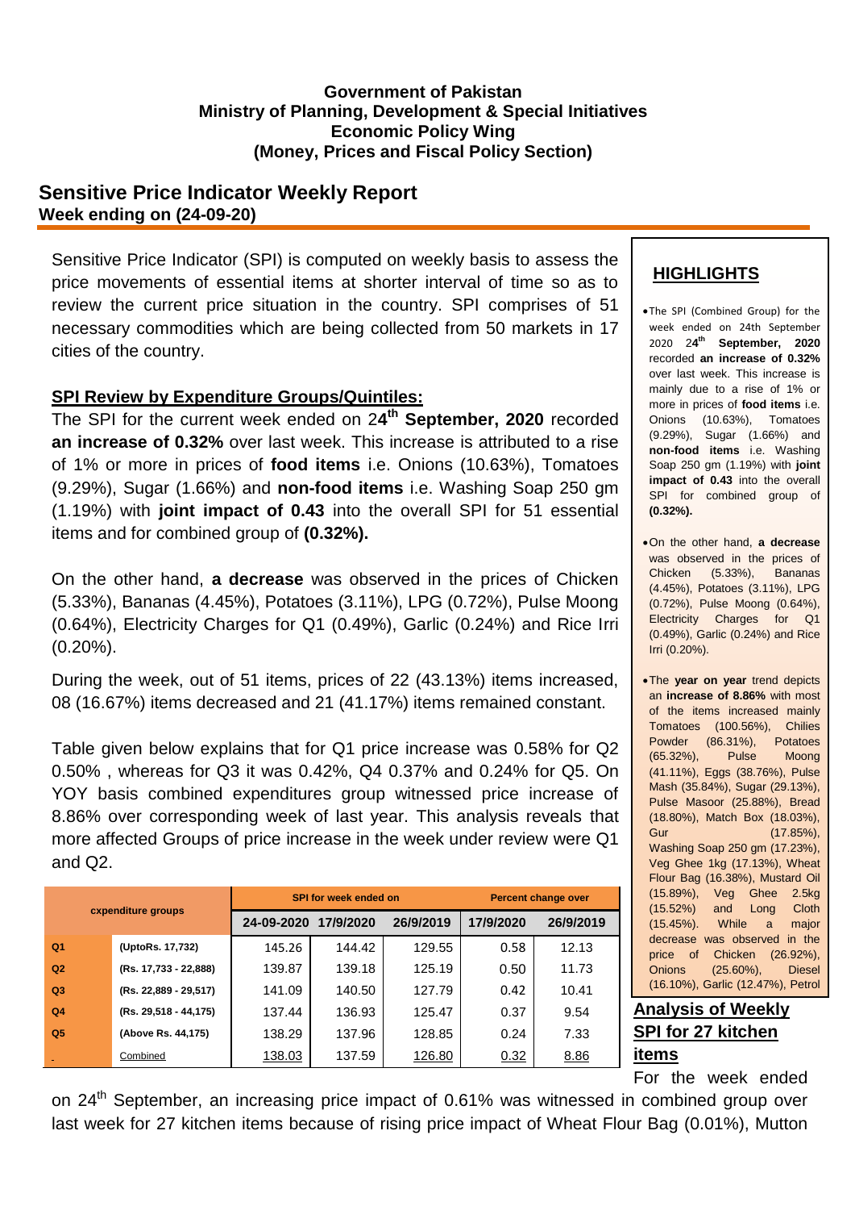**Government of Pakistan**
**Ministry of Planning, Development & Special Initiatives**
**Economic Policy Wing**
**(Money, Prices and Fiscal Policy Section)**

## Sensitive Price Indicator Weekly Report

### Week ending on (24-09-20)

Sensitive Price Indicator (SPI) is computed on weekly basis to assess the price movements of essential items at shorter interval of time so as to review the current price situation in the country. SPI comprises of 51 necessary commodities which are being collected from 50 markets in 17 cities of the country.

**SPI Review by Expenditure Groups/Quintiles:**

The SPI for the current week ended on 2**4th September, 2020** recorded **an increase of 0.32%** over last week. This increase is attributed to a rise of 1% or more in prices of **food items** i.e. Onions (10.63%), Tomatoes (9.29%), Sugar (1.66%) and **non-food items** i.e. Washing Soap 250 gm (1.19%) with **joint impact of 0.43** into the overall SPI for 51 essential items and for combined group of **(0.32%).**

On the other hand, **a decrease** was observed in the prices of Chicken (5.33%), Bananas (4.45%), Potatoes (3.11%), LPG (0.72%), Pulse Moong (0.64%), Electricity Charges for Q1 (0.49%), Garlic (0.24%) and Rice Irri (0.20%).

During the week, out of 51 items, prices of 22 (43.13%) items increased, 08 (16.67%) items decreased and 21 (41.17%) items remained constant.

Table given below explains that for Q1 price increase was 0.58% for Q2 0.50% , whereas for Q3 it was 0.42%, Q4 0.37% and 0.24% for Q5. On YOY basis combined expenditures group witnessed price increase of 8.86% over corresponding week of last year. This analysis reveals that more affected Groups of price increase in the week under review were Q1 and Q2.

| expenditure groups | | SPI for week ended on | | | Percent change over | |
|---|---|---|---|---|---|---|
| | | 24-09-2020 | 17/9/2020 | 26/9/2019 | 17/9/2020 | 26/9/2019 |
| Q1 | (UptoRs. 17,732) | 145.26 | 144.42 | 129.55 | 0.58 | 12.13 |
| Q2 | (Rs. 17,733 - 22,888) | 139.87 | 139.18 | 125.19 | 0.50 | 11.73 |
| Q3 | (Rs. 22,889 - 29,517) | 141.09 | 140.50 | 127.79 | 0.42 | 10.41 |
| Q4 | (Rs. 29,518 - 44,175) | 137.44 | 136.93 | 125.47 | 0.37 | 9.54 |
| Q5 | (Above Rs. 44,175) | 138.29 | 137.96 | 128.85 | 0.24 | 7.33 |
| | Combined | 138.03 | 137.59 | 126.80 | 0.32 | 8.86 |

## HIGHLIGHTS

- The SPI (Combined Group) for the week ended on 24th September 2020 24th **September, 2020** recorded **an increase of 0.32%** over last week. This increase is mainly due to a rise of 1% or more in prices of **food items** i.e. Onions (10.63%), Tomatoes (9.29%), Sugar (1.66%) and **non-food items** i.e. Washing Soap 250 gm (1.19%) with **joint impact of 0.43** into the overall SPI for combined group of **(0.32%).**
- On the other hand, **a decrease** was observed in the prices of Chicken (5.33%), Bananas (4.45%), Potatoes (3.11%), LPG (0.72%), Pulse Moong (0.64%), Electricity Charges for Q1 (0.49%), Garlic (0.24%) and Rice Irri (0.20%).
- The **year on year** trend depicts an **increase of 8.86%** with most of the items increased mainly Tomatoes (100.56%), Chilies Powder (86.31%), Potatoes (65.32%), Pulse Moong (41.11%), Eggs (38.76%), Pulse Mash (35.84%), Sugar (29.13%), Pulse Masoor (25.88%), Bread (18.80%), Match Box (18.03%), Gur (17.85%), Washing Soap 250 gm (17.23%), Veg Ghee 1kg (17.13%), Wheat Flour Bag (16.38%), Mustard Oil (15.89%), Veg Ghee 2.5kg (15.52%) and Long Cloth (15.45%). While a major decrease was observed in the price of Chicken (26.92%), Onions (25.60%), Diesel (16.10%), Garlic (12.47%), Petrol

**Analysis of Weekly SPI for 27 kitchen items**

For the week ended on 24th September, an increasing price impact of 0.61% was witnessed in combined group over last week for 27 kitchen items because of rising price impact of Wheat Flour Bag (0.01%), Mutton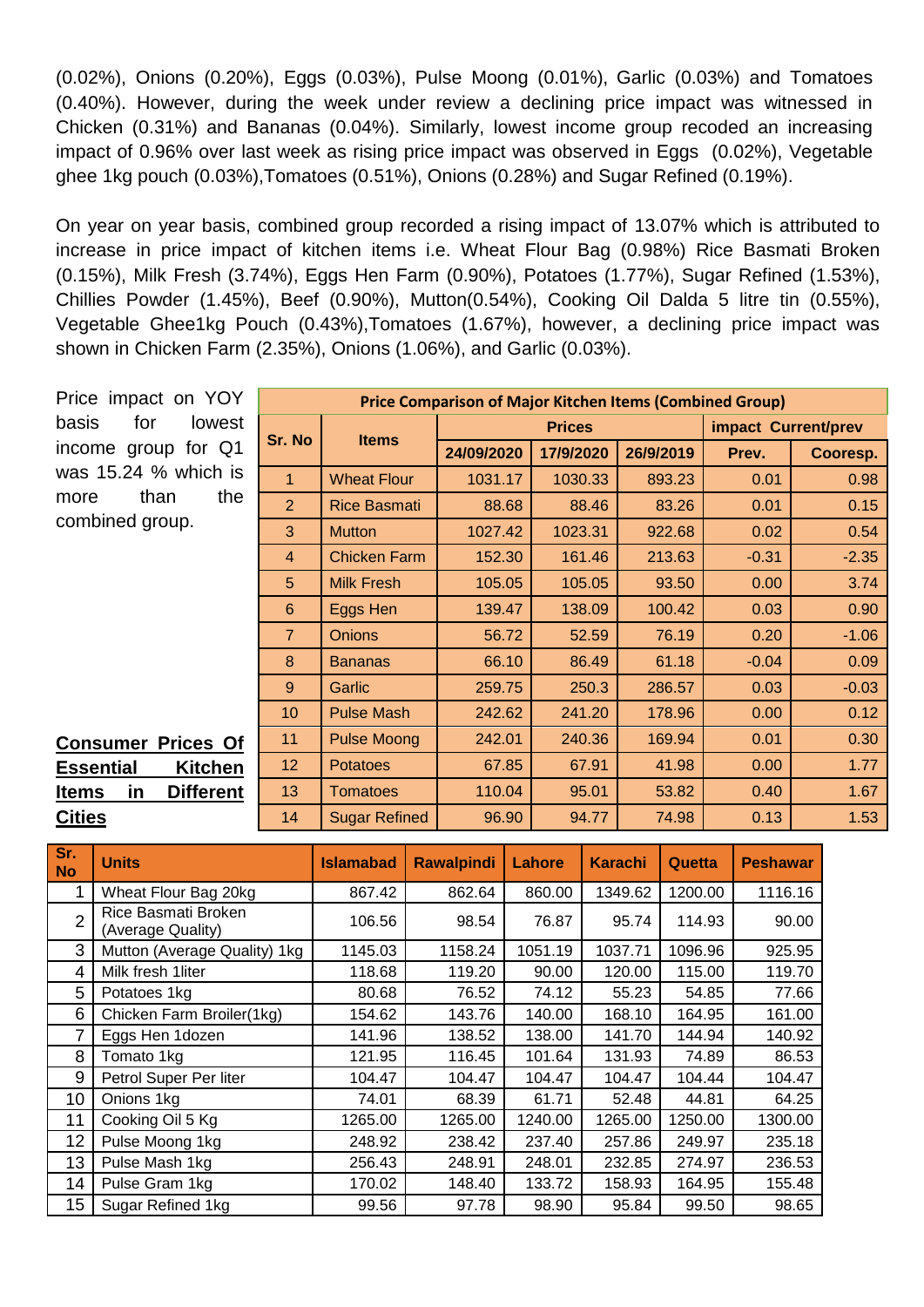(0.02%), Onions (0.20%), Eggs (0.03%), Pulse Moong (0.01%), Garlic (0.03%) and Tomatoes (0.40%). However, during the week under review a declining price impact was witnessed in Chicken (0.31%) and Bananas (0.04%). Similarly, lowest income group recoded an increasing impact of 0.96% over last week as rising price impact was observed in Eggs (0.02%), Vegetable ghee 1kg pouch (0.03%),Tomatoes (0.51%), Onions (0.28%) and Sugar Refined (0.19%).

On year on year basis, combined group recorded a rising impact of 13.07% which is attributed to increase in price impact of kitchen items i.e. Wheat Flour Bag (0.98%) Rice Basmati Broken (0.15%), Milk Fresh (3.74%), Eggs Hen Farm (0.90%), Potatoes (1.77%), Sugar Refined (1.53%), Chillies Powder (1.45%), Beef (0.90%), Mutton(0.54%), Cooking Oil Dalda 5 litre tin (0.55%), Vegetable Ghee1kg Pouch (0.43%),Tomatoes (1.67%), however, a declining price impact was shown in Chicken Farm (2.35%), Onions (1.06%), and Garlic (0.03%).

Price impact on YOY basis for lowest income group for Q1 was 15.24 % which is more than the combined group.

**Price Comparison of Major Kitchen Items (Combined Group)**

| Sr. No | Items | Prices | | | impact Current/prev | |
|---|---|---|---|---|---|---|
| | | 24/09/2020 | 17/9/2020 | 26/9/2019 | Prev. | Cooresp. |
| 1 | Wheat Flour | 1031.17 | 1030.33 | 893.23 | 0.01 | 0.98 |
| 2 | Rice Basmati | 88.68 | 88.46 | 83.26 | 0.01 | 0.15 |
| 3 | Mutton | 1027.42 | 1023.31 | 922.68 | 0.02 | 0.54 |
| 4 | Chicken Farm | 152.30 | 161.46 | 213.63 | -0.31 | -2.35 |
| 5 | Milk Fresh | 105.05 | 105.05 | 93.50 | 0.00 | 3.74 |
| 6 | Eggs Hen | 139.47 | 138.09 | 100.42 | 0.03 | 0.90 |
| 7 | Onions | 56.72 | 52.59 | 76.19 | 0.20 | -1.06 |
| 8 | Bananas | 66.10 | 86.49 | 61.18 | -0.04 | 0.09 |
| 9 | Garlic | 259.75 | 250.3 | 286.57 | 0.03 | -0.03 |
| 10 | Pulse Mash | 242.62 | 241.20 | 178.96 | 0.00 | 0.12 |
| 11 | Pulse Moong | 242.01 | 240.36 | 169.94 | 0.01 | 0.30 |
| 12 | Potatoes | 67.85 | 67.91 | 41.98 | 0.00 | 1.77 |
| 13 | Tomatoes | 110.04 | 95.01 | 53.82 | 0.40 | 1.67 |
| 14 | Sugar Refined | 96.90 | 94.77 | 74.98 | 0.13 | 1.53 |

**Consumer Prices Of Essential Kitchen Items in Different Cities**

| Sr. No | Units | Islamabad | Rawalpindi | Lahore | Karachi | Quetta | Peshawar |
|---|---|---|---|---|---|---|---|
| 1 | Wheat Flour Bag 20kg | 867.42 | 862.64 | 860.00 | 1349.62 | 1200.00 | 1116.16 |
| 2 | Rice Basmati Broken (Average Quality) | 106.56 | 98.54 | 76.87 | 95.74 | 114.93 | 90.00 |
| 3 | Mutton (Average Quality) 1kg | 1145.03 | 1158.24 | 1051.19 | 1037.71 | 1096.96 | 925.95 |
| 4 | Milk fresh 1liter | 118.68 | 119.20 | 90.00 | 120.00 | 115.00 | 119.70 |
| 5 | Potatoes 1kg | 80.68 | 76.52 | 74.12 | 55.23 | 54.85 | 77.66 |
| 6 | Chicken Farm Broiler(1kg) | 154.62 | 143.76 | 140.00 | 168.10 | 164.95 | 161.00 |
| 7 | Eggs Hen 1dozen | 141.96 | 138.52 | 138.00 | 141.70 | 144.94 | 140.92 |
| 8 | Tomato 1kg | 121.95 | 116.45 | 101.64 | 131.93 | 74.89 | 86.53 |
| 9 | Petrol Super Per liter | 104.47 | 104.47 | 104.47 | 104.47 | 104.44 | 104.47 |
| 10 | Onions 1kg | 74.01 | 68.39 | 61.71 | 52.48 | 44.81 | 64.25 |
| 11 | Cooking Oil 5 Kg | 1265.00 | 1265.00 | 1240.00 | 1265.00 | 1250.00 | 1300.00 |
| 12 | Pulse Moong 1kg | 248.92 | 238.42 | 237.40 | 257.86 | 249.97 | 235.18 |
| 13 | Pulse Mash 1kg | 256.43 | 248.91 | 248.01 | 232.85 | 274.97 | 236.53 |
| 14 | Pulse Gram 1kg | 170.02 | 148.40 | 133.72 | 158.93 | 164.95 | 155.48 |
| 15 | Sugar Refined 1kg | 99.56 | 97.78 | 98.90 | 95.84 | 99.50 | 98.65 |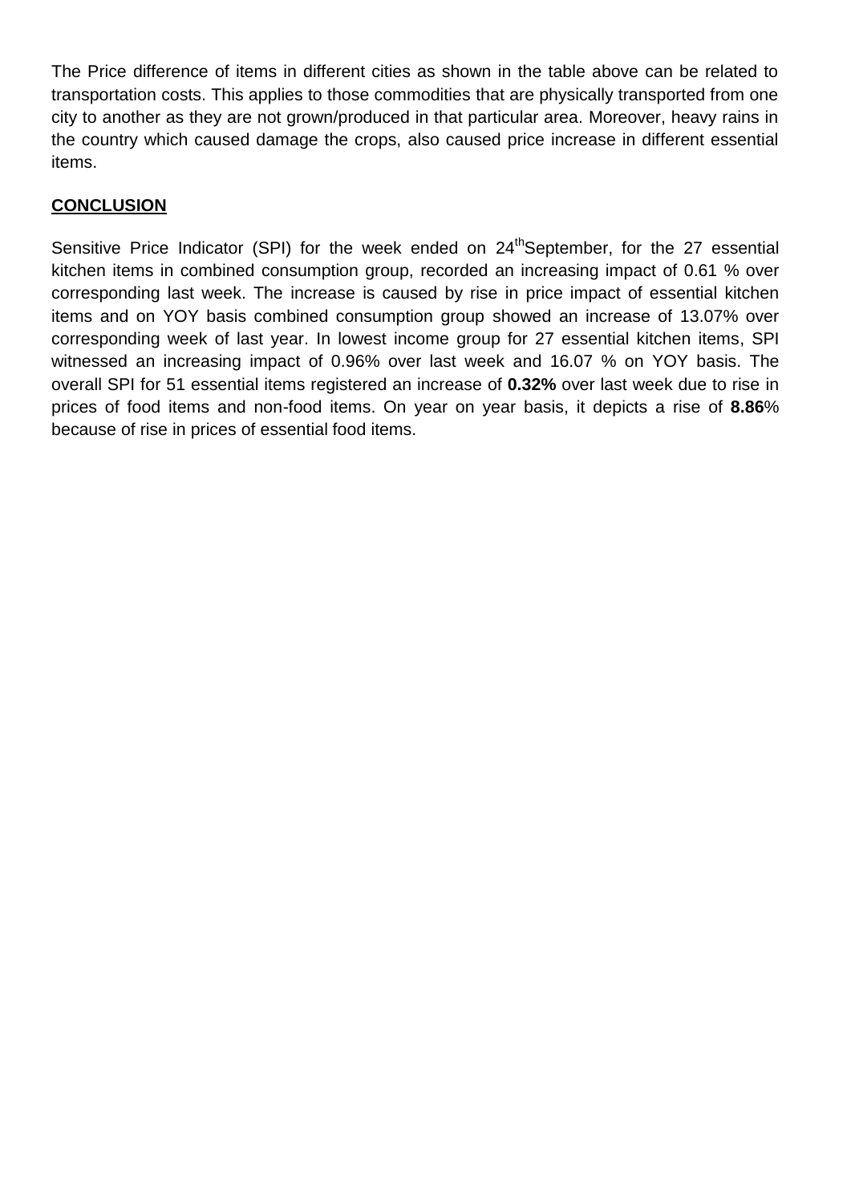The Price difference of items in different cities as shown in the table above can be related to transportation costs. This applies to those commodities that are physically transported from one city to another as they are not grown/produced in that particular area. Moreover, heavy rains in the country which caused damage the crops, also caused price increase in different essential items.

## **CONCLUSION**

Sensitive Price Indicator (SPI) for the week ended on 24$^{th}$September, for the 27 essential kitchen items in combined consumption group, recorded an increasing impact of 0.61 % over corresponding last week. The increase is caused by rise in price impact of essential kitchen items and on YOY basis combined consumption group showed an increase of 13.07% over corresponding week of last year. In lowest income group for 27 essential kitchen items, SPI witnessed an increasing impact of 0.96% over last week and 16.07 % on YOY basis. The overall SPI for 51 essential items registered an increase of **0.32%** over last week due to rise in prices of food items and non-food items. On year on year basis, it depicts a rise of **8.86**% because of rise in prices of essential food items.